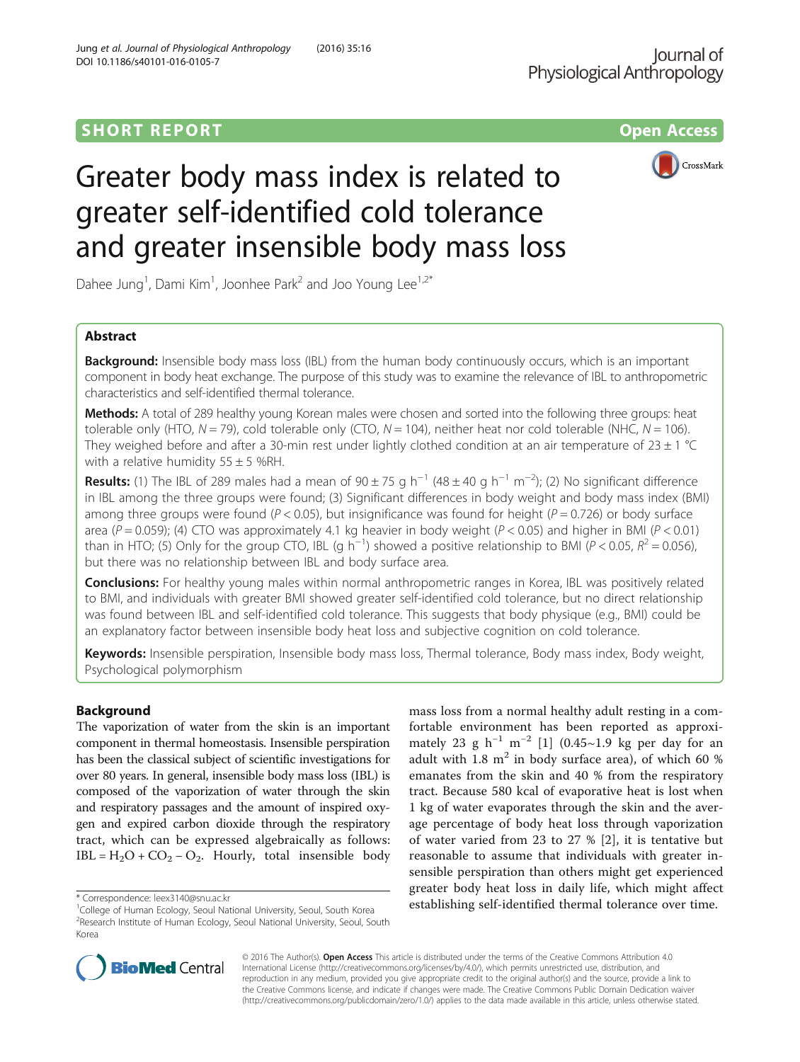SHORT REPORT

Open Access

# Greater body mass index is related to greater self-identified cold tolerance and greater insensible body mass loss

Dahee Jung[1], Dami Kim[1], Joonhee Park[2] and Joo Young Lee[1,2*]

## Abstract

**Background:** Insensible body mass loss (IBL) from the human body continuously occurs, which is an important component in body heat exchange. The purpose of this study was to examine the relevance of IBL to anthropometric characteristics and self-identified thermal tolerance.

**Methods:** A total of 289 healthy young Korean males were chosen and sorted into the following three groups: heat tolerable only (HTO, $N = 79$), cold tolerable only (CTO, $N = 104$), neither heat nor cold tolerable (NHC, $N = 106$). They weighed before and after a 30-min rest under lightly clothed condition at an air temperature of $23 \pm 1$ °C with a relative humidity $55 \pm 5$ %RH.

**Results:** (1) The IBL of 289 males had a mean of $90 \pm 75$ g $h^{-1}$ ($48 \pm 40$ g $h^{-1}$ $m^{-2}$); (2) No significant difference in IBL among the three groups were found; (3) Significant differences in body weight and body mass index (BMI) among three groups were found ($P < 0.05$), but insignificance was found for height ($P = 0.726$) or body surface area ($P = 0.059$); (4) CTO was approximately 4.1 kg heavier in body weight ($P < 0.05$) and higher in BMI ($P < 0.01$) than in HTO; (5) Only for the group CTO, IBL (g $h^{-1}$) showed a positive relationship to BMI ($P < 0.05$, $R^2 = 0.056$), but there was no relationship between IBL and body surface area.

**Conclusions:** For healthy young males within normal anthropometric ranges in Korea, IBL was positively related to BMI, and individuals with greater BMI showed greater self-identified cold tolerance, but no direct relationship was found between IBL and self-identified cold tolerance. This suggests that body physique (e.g., BMI) could be an explanatory factor between insensible body heat loss and subjective cognition on cold tolerance.

**Keywords:** Insensible perspiration, Insensible body mass loss, Thermal tolerance, Body mass index, Body weight, Psychological polymorphism

## Background

The vaporization of water from the skin is an important component in thermal homeostasis. Insensible perspiration has been the classical subject of scientific investigations for over 80 years. In general, insensible body mass loss (IBL) is composed of the vaporization of water through the skin and respiratory passages and the amount of inspired oxygen and expired carbon dioxide through the respiratory tract, which can be expressed algebraically as follows: $IBL = H_2O + CO_2 - O_2$. Hourly, total insensible body mass loss from a normal healthy adult resting in a comfortable environment has been reported as approximately 23 g $h^{-1}$ $m^{-2}$ [1] (0.45~1.9 kg per day for an adult with 1.8 $m^2$ in body surface area), of which 60 % emanates from the skin and 40 % from the respiratory tract. Because 580 kcal of evaporative heat is lost when 1 kg of water evaporates through the skin and the average percentage of body heat loss through vaporization of water varied from 23 to 27 % [2], it is tentative but reasonable to assume that individuals with greater insensible perspiration than others might get experienced greater body heat loss in daily life, which might affect establishing self-identified thermal tolerance over time.

\* Correspondence: leex3140@snu.ac.kr
[1]College of Human Ecology, Seoul National University, Seoul, South Korea
[2]Research Institute of Human Ecology, Seoul National University, Seoul, South Korea

© 2016 The Author(s). **Open Access** This article is distributed under the terms of the Creative Commons Attribution 4.0 International License (http://creativecommons.org/licenses/by/4.0/), which permits unrestricted use, distribution, and reproduction in any medium, provided you give appropriate credit to the original author(s) and the source, provide a link to the Creative Commons license, and indicate if changes were made. The Creative Commons Public Domain Dedication waiver (http://creativecommons.org/publicdomain/zero/1.0/) applies to the data made available in this article, unless otherwise stated.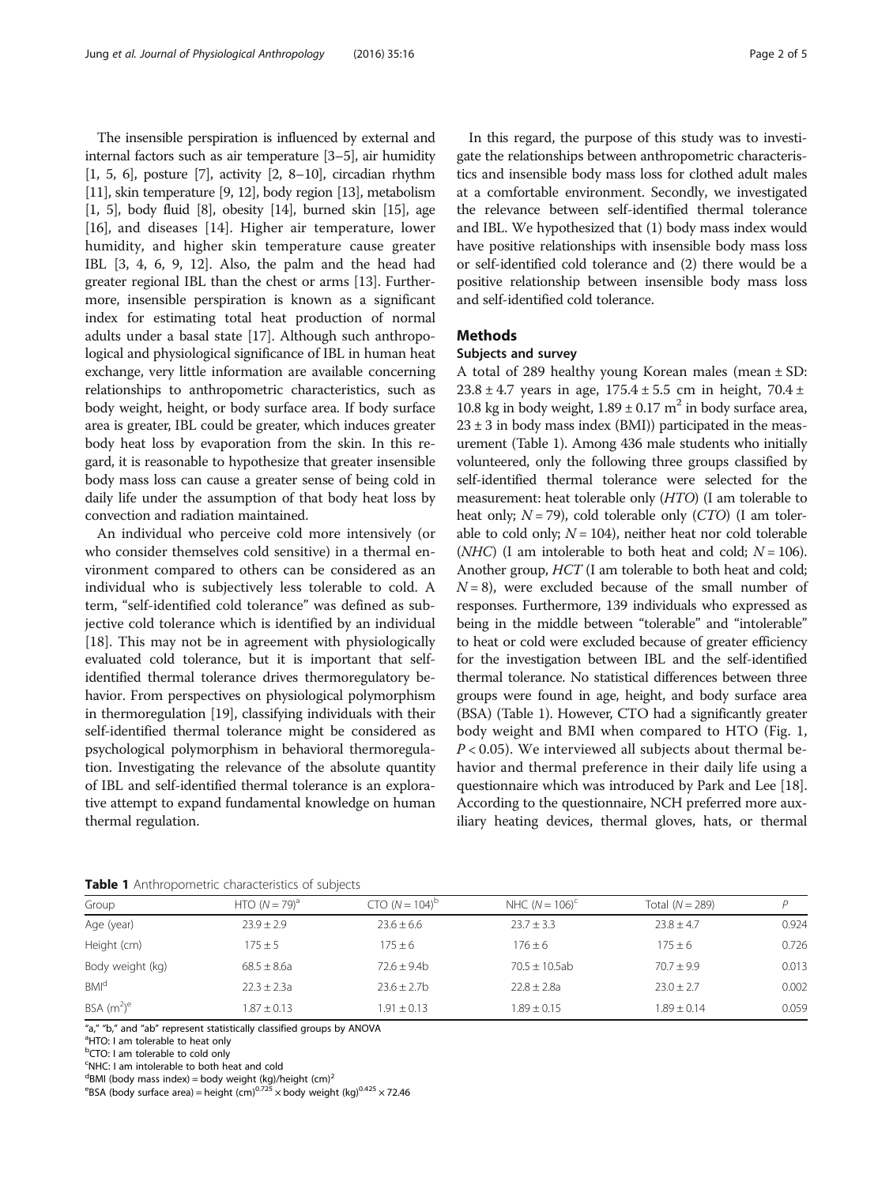The insensible perspiration is influenced by external and internal factors such as air temperature [3–5], air humidity [1, 5, 6], posture [7], activity [2, 8–10], circadian rhythm [11], skin temperature [9, 12], body region [13], metabolism [1, 5], body fluid [8], obesity [14], burned skin [15], age [16], and diseases [14]. Higher air temperature, lower humidity, and higher skin temperature cause greater IBL [3, 4, 6, 9, 12]. Also, the palm and the head had greater regional IBL than the chest or arms [13]. Furthermore, insensible perspiration is known as a significant index for estimating total heat production of normal adults under a basal state [17]. Although such anthropological and physiological significance of IBL in human heat exchange, very little information are available concerning relationships to anthropometric characteristics, such as body weight, height, or body surface area. If body surface area is greater, IBL could be greater, which induces greater body heat loss by evaporation from the skin. In this regard, it is reasonable to hypothesize that greater insensible body mass loss can cause a greater sense of being cold in daily life under the assumption of that body heat loss by convection and radiation maintained.

An individual who perceive cold more intensively (or who consider themselves cold sensitive) in a thermal environment compared to others can be considered as an individual who is subjectively less tolerable to cold. A term, "self-identified cold tolerance" was defined as subjective cold tolerance which is identified by an individual [18]. This may not be in agreement with physiologically evaluated cold tolerance, but it is important that self-identified thermal tolerance drives thermoregulatory behavior. From perspectives on physiological polymorphism in thermoregulation [19], classifying individuals with their self-identified thermal tolerance might be considered as psychological polymorphism in behavioral thermoregulation. Investigating the relevance of the absolute quantity of IBL and self-identified thermal tolerance is an explorative attempt to expand fundamental knowledge on human thermal regulation.

In this regard, the purpose of this study was to investigate the relationships between anthropometric characteristics and insensible body mass loss for clothed adult males at a comfortable environment. Secondly, we investigated the relevance between self-identified thermal tolerance and IBL. We hypothesized that (1) body mass index would have positive relationships with insensible body mass loss or self-identified cold tolerance and (2) there would be a positive relationship between insensible body mass loss and self-identified cold tolerance.

## Methods

### Subjects and survey

A total of 289 healthy young Korean males (mean ± SD: 23.8 ± 4.7 years in age, 175.4 ± 5.5 cm in height, 70.4 ± 10.8 kg in body weight, 1.89 ± 0.17 $m^2$ in body surface area, 23 ± 3 in body mass index (BMI)) participated in the measurement (Table 1). Among 436 male students who initially volunteered, only the following three groups classified by self-identified thermal tolerance were selected for the measurement: heat tolerable only (*HTO*) (I am tolerable to heat only; $N = 79$), cold tolerable only (*CTO*) (I am tolerable to cold only; $N = 104$), neither heat nor cold tolerable (*NHC*) (I am intolerable to both heat and cold; $N = 106$). Another group, *HCT* (I am tolerable to both heat and cold; $N = 8$), were excluded because of the small number of responses. Furthermore, 139 individuals who expressed as being in the middle between "tolerable" and "intolerable" to heat or cold were excluded because of greater efficiency for the investigation between IBL and the self-identified thermal tolerance. No statistical differences between three groups were found in age, height, and body surface area (BSA) (Table 1). However, CTO had a significantly greater body weight and BMI when compared to HTO (Fig. 1, $P < 0.05$). We interviewed all subjects about thermal behavior and thermal preference in their daily life using a questionnaire which was introduced by Park and Lee [18]. According to the questionnaire, NCH preferred more auxiliary heating devices, thermal gloves, hats, or thermal

**Table 1** Anthropometric characteristics of subjects

| Group | HTO ($N = 79$)[a] | CTO ($N = 104$)[b] | NHC ($N = 106$)[c] | Total ($N = 289$) | $P$ |
|---|---|---|---|---|---|
| Age (year) | 23.9 ± 2.9 | 23.6 ± 6.6 | 23.7 ± 3.3 | 23.8 ± 4.7 | 0.924 |
| Height (cm) | 175 ± 5 | 175 ± 6 | 176 ± 6 | 175 ± 6 | 0.726 |
| Body weight (kg) | 68.5 ± 8.6a | 72.6 ± 9.4b | 70.5 ± 10.5ab | 70.7 ± 9.9 | 0.013 |
| BMI[d] | 22.3 ± 2.3a | 23.6 ± 2.7b | 22.8 ± 2.8a | 23.0 ± 2.7 | 0.002 |
| BSA ($m^2$)[e] | 1.87 ± 0.13 | 1.91 ± 0.13 | 1.89 ± 0.15 | 1.89 ± 0.14 | 0.059 |

"a," "b," and "ab" represent statistically classified groups by ANOVA

[a]HTO: I am tolerable to heat only

[b]CTO: I am tolerable to cold only

[c]NHC: I am intolerable to both heat and cold

[d]BMI (body mass index) = body weight (kg)/height (cm)$^2$

[e]BSA (body surface area) = height (cm)$^{0.725}$ × body weight (kg)$^{0.425}$ × 72.46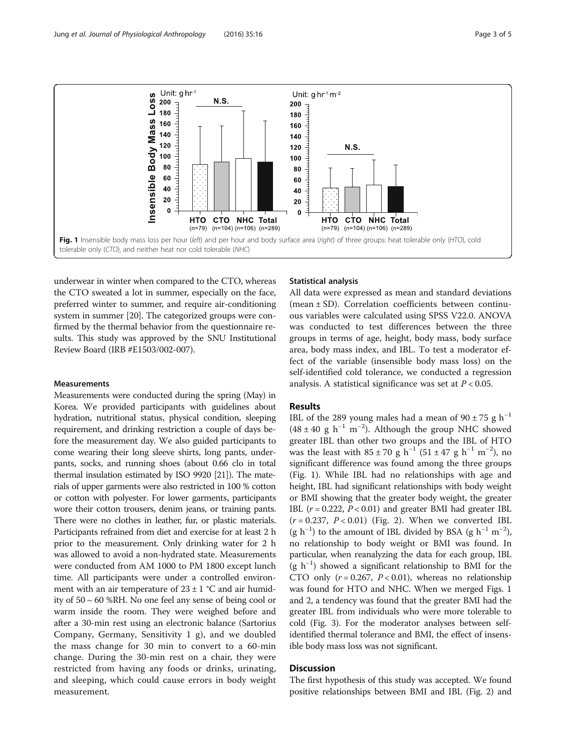Fig. 1 Insensible body mass loss per hour (*left*) and per hour and body surface area (*right*) of three groups: heat tolerable only (*HTO*), cold tolerable only (*CTO*), and neither heat nor cold tolerable (*NHC*)

underwear in winter when compared to the CTO, whereas the CTO sweated a lot in summer, especially on the face, preferred winter to summer, and require air-conditioning system in summer [20]. The categorized groups were confirmed by the thermal behavior from the questionnaire results. This study was approved by the SNU Institutional Review Board (IRB #E1503/002-007).

### Measurements

Measurements were conducted during the spring (May) in Korea. We provided participants with guidelines about hydration, nutritional status, physical condition, sleeping requirement, and drinking restriction a couple of days before the measurement day. We also guided participants to come wearing their long sleeve shirts, long pants, underpants, socks, and running shoes (about 0.66 clo in total thermal insulation estimated by ISO 9920 [21]). The materials of upper garments were also restricted in 100 % cotton or cotton with polyester. For lower garments, participants wore their cotton trousers, denim jeans, or training pants. There were no clothes in leather, fur, or plastic materials. Participants refrained from diet and exercise for at least 2 h prior to the measurement. Only drinking water for 2 h was allowed to avoid a non-hydrated state. Measurements were conducted from AM 1000 to PM 1800 except lunch time. All participants were under a controlled environment with an air temperature of $23 \pm 1$ °C and air humidity of 50 ~ 60 %RH. No one feel any sense of being cool or warm inside the room. They were weighed before and after a 30-min rest using an electronic balance (Sartorius Company, Germany, Sensitivity 1 g), and we doubled the mass change for 30 min to convert to a 60-min change. During the 30-min rest on a chair, they were restricted from having any foods or drinks, urinating, and sleeping, which could cause errors in body weight measurement.

### Statistical analysis

All data were expressed as mean and standard deviations (mean ± SD). Correlation coefficients between continuous variables were calculated using SPSS V22.0. ANOVA was conducted to test differences between the three groups in terms of age, height, body mass, body surface area, body mass index, and IBL. To test a moderator effect of the variable (insensible body mass loss) on the self-identified cold tolerance, we conducted a regression analysis. A statistical significance was set at $P < 0.05$.

## Results

IBL of the 289 young males had a mean of $90 \pm 75$ g $h^{-1}$ ($48 \pm 40$ g $h^{-1}$ $m^{-2}$). Although the group NHC showed greater IBL than other two groups and the IBL of HTO was the least with $85 \pm 70$ g $h^{-1}$ ($51 \pm 47$ g $h^{-1}$ $m^{-2}$), no significant difference was found among the three groups (Fig. 1). While IBL had no relationships with age and height, IBL had significant relationships with body weight or BMI showing that the greater body weight, the greater IBL ($r = 0.222$, $P < 0.01$) and greater BMI had greater IBL ($r = 0.237$, $P < 0.01$) (Fig. 2). When we converted IBL (g $h^{-1}$) to the amount of IBL divided by BSA (g $h^{-1}$ $m^{-2}$), no relationship to body weight or BMI was found. In particular, when reanalyzing the data for each group, IBL (g $h^{-1}$) showed a significant relationship to BMI for the CTO only ($r = 0.267$, $P < 0.01$), whereas no relationship was found for HTO and NHC. When we merged Figs. 1 and 2, a tendency was found that the greater BMI had the greater IBL from individuals who were more tolerable to cold (Fig. 3). For the moderator analyses between self-identified thermal tolerance and BMI, the effect of insensible body mass loss was not significant.

## Discussion

The first hypothesis of this study was accepted. We found positive relationships between BMI and IBL (Fig. 2) and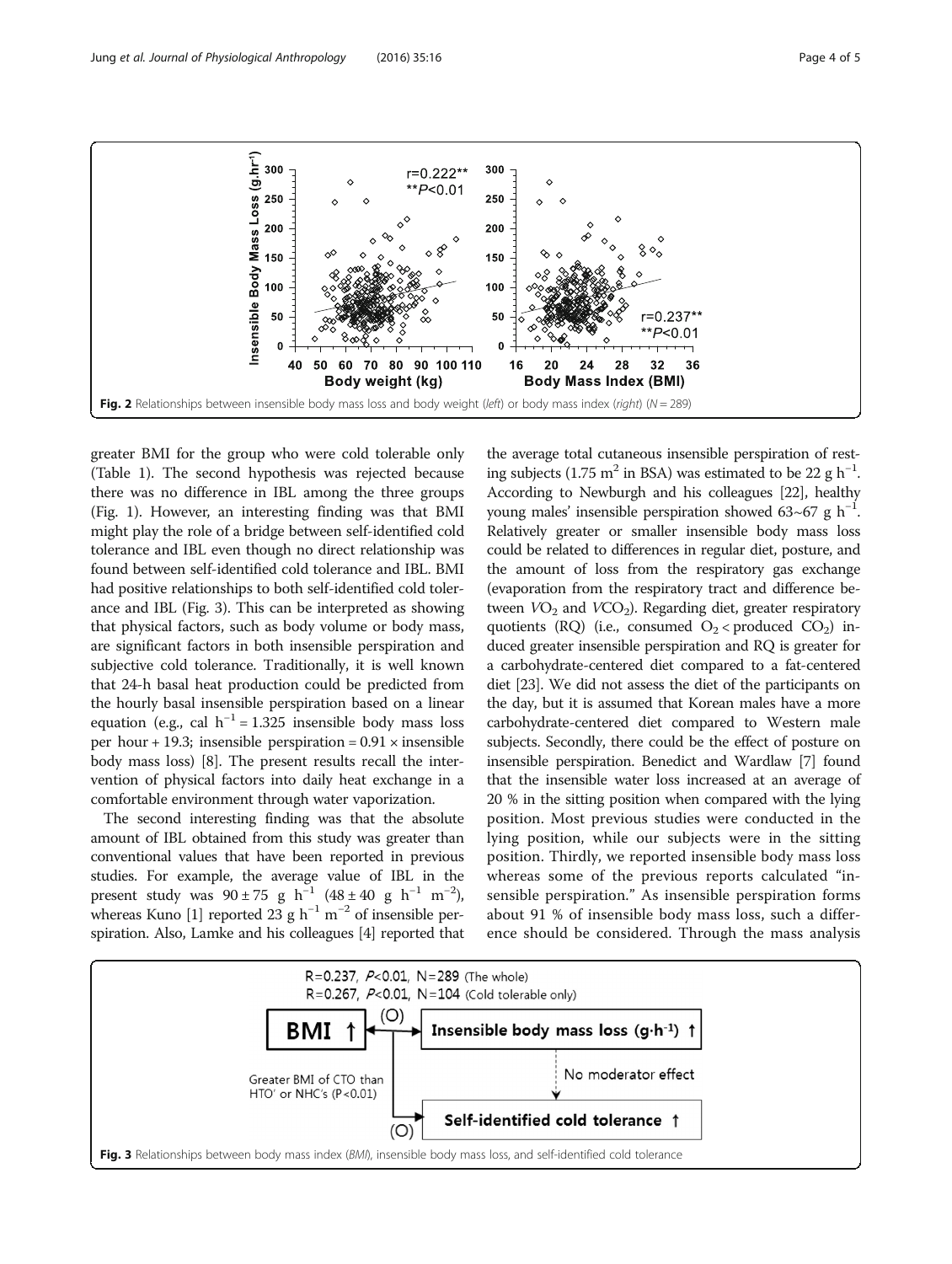Fig. 2 Relationships between insensible body mass loss and body weight (*left*) or body mass index (*right*) ($N = 289$)

greater BMI for the group who were cold tolerable only (Table 1). The second hypothesis was rejected because there was no difference in IBL among the three groups (Fig. 1). However, an interesting finding was that BMI might play the role of a bridge between self-identified cold tolerance and IBL even though no direct relationship was found between self-identified cold tolerance and IBL. BMI had positive relationships to both self-identified cold tolerance and IBL (Fig. 3). This can be interpreted as showing that physical factors, such as body volume or body mass, are significant factors in both insensible perspiration and subjective cold tolerance. Traditionally, it is well known that 24-h basal heat production could be predicted from the hourly basal insensible perspiration based on a linear equation (e.g., cal $h^{-1} = 1.325$ insensible body mass loss per hour + 19.3; insensible perspiration = $0.91 \times$ insensible body mass loss) [8]. The present results recall the intervention of physical factors into daily heat exchange in a comfortable environment through water vaporization.

The second interesting finding was that the absolute amount of IBL obtained from this study was greater than conventional values that have been reported in previous studies. For example, the average value of IBL in the present study was $90 \pm 75$ g $h^{-1}$ ($48 \pm 40$ g $h^{-1}$ $m^{-2}$), whereas Kuno [1] reported 23 g $h^{-1}$ $m^{-2}$ of insensible perspiration. Also, Lamke and his colleagues [4] reported that the average total cutaneous insensible perspiration of resting subjects (1.75 $m^2$ in BSA) was estimated to be 22 g $h^{-1}$. According to Newburgh and his colleagues [22], healthy young males' insensible perspiration showed 63~67 g $h^{-1}$. Relatively greater or smaller insensible body mass loss could be related to differences in regular diet, posture, and the amount of loss from the respiratory gas exchange (evaporation from the respiratory tract and difference between $VO_2$ and $VCO_2$). Regarding diet, greater respiratory quotients (RQ) (i.e., consumed $O_2$ < produced $CO_2$) induced greater insensible perspiration and RQ is greater for a carbohydrate-centered diet compared to a fat-centered diet [23]. We did not assess the diet of the participants on the day, but it is assumed that Korean males have a more carbohydrate-centered diet compared to Western male subjects. Secondly, there could be the effect of posture on insensible perspiration. Benedict and Wardlaw [7] found that the insensible water loss increased at an average of 20 % in the sitting position when compared with the lying position. Most previous studies were conducted in the lying position, while our subjects were in the sitting position. Thirdly, we reported insensible body mass loss whereas some of the previous reports calculated "insensible perspiration." As insensible perspiration forms about 91 % of insensible body mass loss, such a difference should be considered. Through the mass analysis

Fig. 3 Relationships between body mass index (*BMI*), insensible body mass loss, and self-identified cold tolerance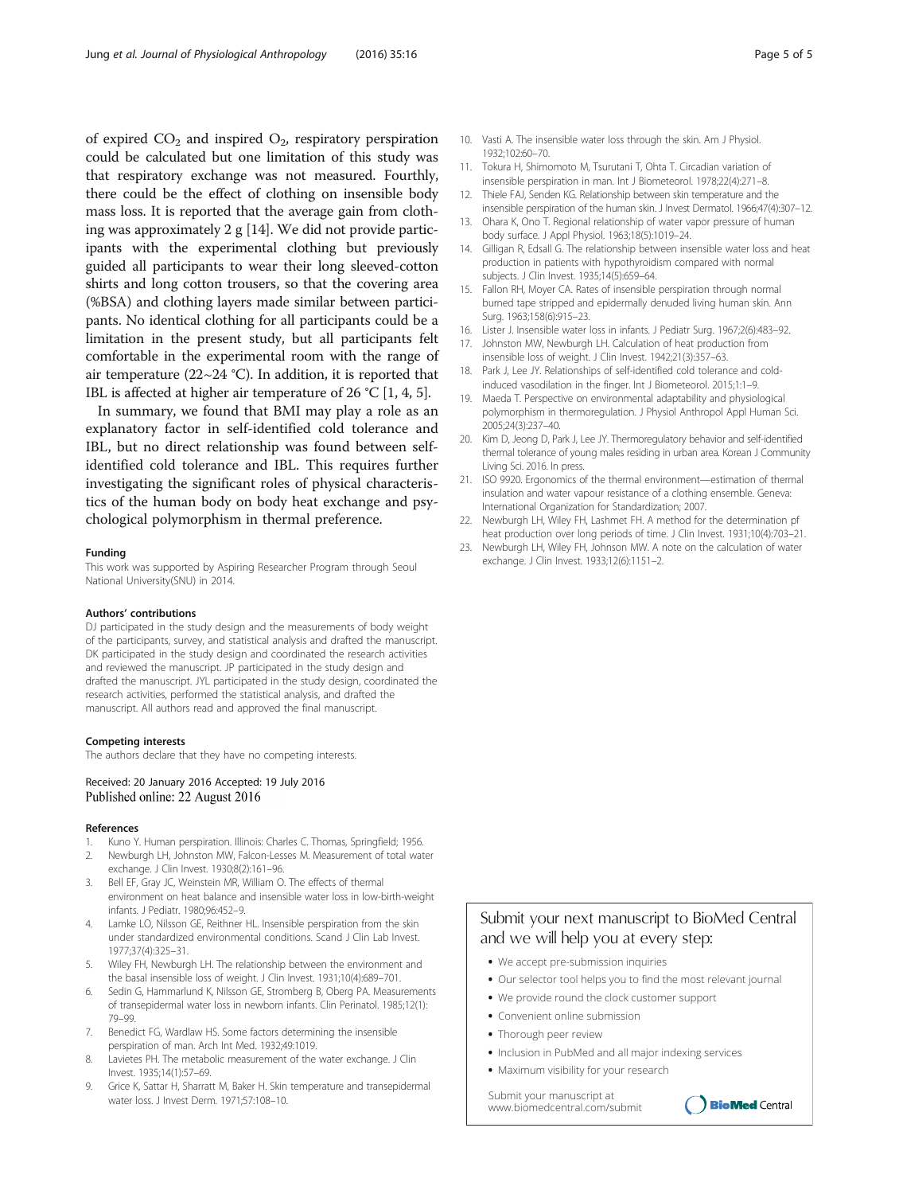of expired $CO_2$ and inspired $O_2$, respiratory perspiration could be calculated but one limitation of this study was that respiratory exchange was not measured. Fourthly, there could be the effect of clothing on insensible body mass loss. It is reported that the average gain from clothing was approximately 2 g [14]. We did not provide participants with the experimental clothing but previously guided all participants to wear their long sleeved-cotton shirts and long cotton trousers, so that the covering area (%BSA) and clothing layers made similar between participants. No identical clothing for all participants could be a limitation in the present study, but all participants felt comfortable in the experimental room with the range of air temperature (22~24 °C). In addition, it is reported that IBL is affected at higher air temperature of 26 °C [1, 4, 5].

In summary, we found that BMI may play a role as an explanatory factor in self-identified cold tolerance and IBL, but no direct relationship was found between self-identified cold tolerance and IBL. This requires further investigating the significant roles of physical characteristics of the human body on body heat exchange and psychological polymorphism in thermal preference.

#### Funding

This work was supported by Aspiring Researcher Program through Seoul National University(SNU) in 2014.

#### Authors' contributions

DJ participated in the study design and the measurements of body weight of the participants, survey, and statistical analysis and drafted the manuscript. DK participated in the study design and coordinated the research activities and reviewed the manuscript. JP participated in the study design and drafted the manuscript. JYL participated in the study design, coordinated the research activities, performed the statistical analysis, and drafted the manuscript. All authors read and approved the final manuscript.

#### Competing interests

The authors declare that they have no competing interests.

Received: 20 January 2016 Accepted: 19 July 2016
Published online: 22 August 2016

#### References

1. Kuno Y. Human perspiration. Illinois: Charles C. Thomas, Springfield; 1956.
2. Newburgh LH, Johnston MW, Falcon-Lesses M. Measurement of total water exchange. J Clin Invest. 1930;8(2):161–96.
3. Bell EF, Gray JC, Weinstein MR, William O. The effects of thermal environment on heat balance and insensible water loss in low-birth-weight infants. J Pediatr. 1980;96:452–9.
4. Lamke LO, Nilsson GE, Reithner HL. Insensible perspiration from the skin under standardized environmental conditions. Scand J Clin Lab Invest. 1977;37(4):325–31.
5. Wiley FH, Newburgh LH. The relationship between the environment and the basal insensible loss of weight. J Clin Invest. 1931;10(4):689–701.
6. Sedin G, Hammarlund K, Nilsson GE, Stromberg B, Oberg PA. Measurements of transepidermal water loss in newborn infants. Clin Perinatol. 1985;12(1):79–99.
7. Benedict FG, Wardlaw HS. Some factors determining the insensible perspiration of man. Arch Int Med. 1932;49:1019.
8. Lavietes PH. The metabolic measurement of the water exchange. J Clin Invest. 1935;14(1):57–69.
9. Grice K, Sattar H, Sharratt M, Baker H. Skin temperature and transepidermal water loss. J Invest Derm. 1971;57:108–10.
10. Vasti A. The insensible water loss through the skin. Am J Physiol. 1932;102:60–70.
11. Tokura H, Shimomoto M, Tsurutani T, Ohta T. Circadian variation of insensible perspiration in man. Int J Biometeorol. 1978;22(4):271–8.
12. Thiele FAJ, Senden KG. Relationship between skin temperature and the insensible perspiration of the human skin. J Invest Dermatol. 1966;47(4):307–12.
13. Ohara K, Ono T. Regional relationship of water vapor pressure of human body surface. J Appl Physiol. 1963;18(5):1019–24.
14. Gilligan R, Edsall G. The relationship between insensible water loss and heat production in patients with hypothyroidism compared with normal subjects. J Clin Invest. 1935;14(5):659–64.
15. Fallon RH, Moyer CA. Rates of insensible perspiration through normal burned tape stripped and epidermally denuded living human skin. Ann Surg. 1963;158(6):915–23.
16. Lister J. Insensible water loss in infants. J Pediatr Surg. 1967;2(6):483–92.
17. Johnston MW, Newburgh LH. Calculation of heat production from insensible loss of weight. J Clin Invest. 1942;21(3):357–63.
18. Park J, Lee JY. Relationships of self-identified cold tolerance and cold-induced vasodilation in the finger. Int J Biometeorol. 2015;1:1–9.
19. Maeda T. Perspective on environmental adaptability and physiological polymorphism in thermoregulation. J Physiol Anthropol Appl Human Sci. 2005;24(3):237–40.
20. Kim D, Jeong D, Park J, Lee JY. Thermoregulatory behavior and self-identified thermal tolerance of young males residing in urban area. Korean J Community Living Sci. 2016. In press.
21. ISO 9920. Ergonomics of the thermal environment—estimation of thermal insulation and water vapour resistance of a clothing ensemble. Geneva: International Organization for Standardization; 2007.
22. Newburgh LH, Wiley FH, Lashmet FH. A method for the determination pf heat production over long periods of time. J Clin Invest. 1931;10(4):703–21.
23. Newburgh LH, Wiley FH, Johnson MW. A note on the calculation of water exchange. J Clin Invest. 1933;12(6):1151–2.

Submit your next manuscript to BioMed Central and we will help you at every step:

- We accept pre-submission inquiries
- Our selector tool helps you to find the most relevant journal
- We provide round the clock customer support
- Convenient online submission
- Thorough peer review
- Inclusion in PubMed and all major indexing services
- Maximum visibility for your research

Submit your manuscript at
www.biomedcentral.com/submit

BioMed Central